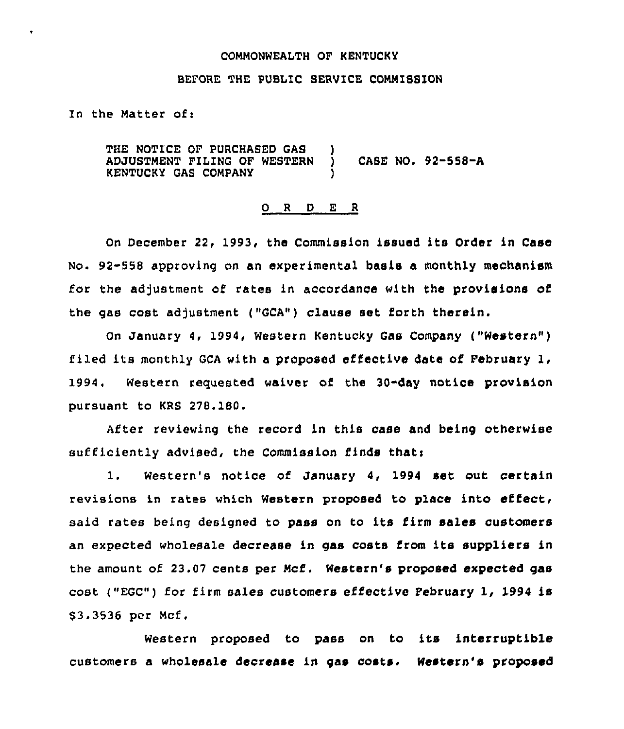COMMONWEALTH OF KENTUCKY

BEFORE THE PUBLIC SERVICE COMMISSION

In the Matter of:

THE NOTICE OF PURCHASED GAS ADJUSTMENT FILING OF WESTERN KENTUCKY GAS COMPANY ) CASE NO. 92-558-A

O R D E R

On December 22, 1993, the Commission issued its Order in Case No. 92-558 approving on an experimental basis a monthly mechanism for the adjustment of rates in accordance with the provisions of the gas cost adjustment ("GCA") clause set forth therein.

On January 4, 1994, Western Kentucky Gas Company ("Western") filed its monthly GCA with a proposed effective date of February 1, 1994. Western requested waiver of the 30-day notice provision pursuant to KRS 278.180.

After reviewing the record in this case and being otherwise sufficiently advised, the Commission finds that:

1. Western's notice of January 4, 1994 set out certain revisions in rates which Western proposed to place into effect, said rates being designed to pass on to its firm sales customers an expected wholesale decrease in gas costs from its suppliers in the amount of 23.07 cents per Mcf. Western's proposed expected gas cost ("EGC") for firm sales customers effective February 1, 1994 is $3.3536 per Mcf.

Western proposed to pass on to its interruptible customers a wholesale decrease in gas costs. Western's proposed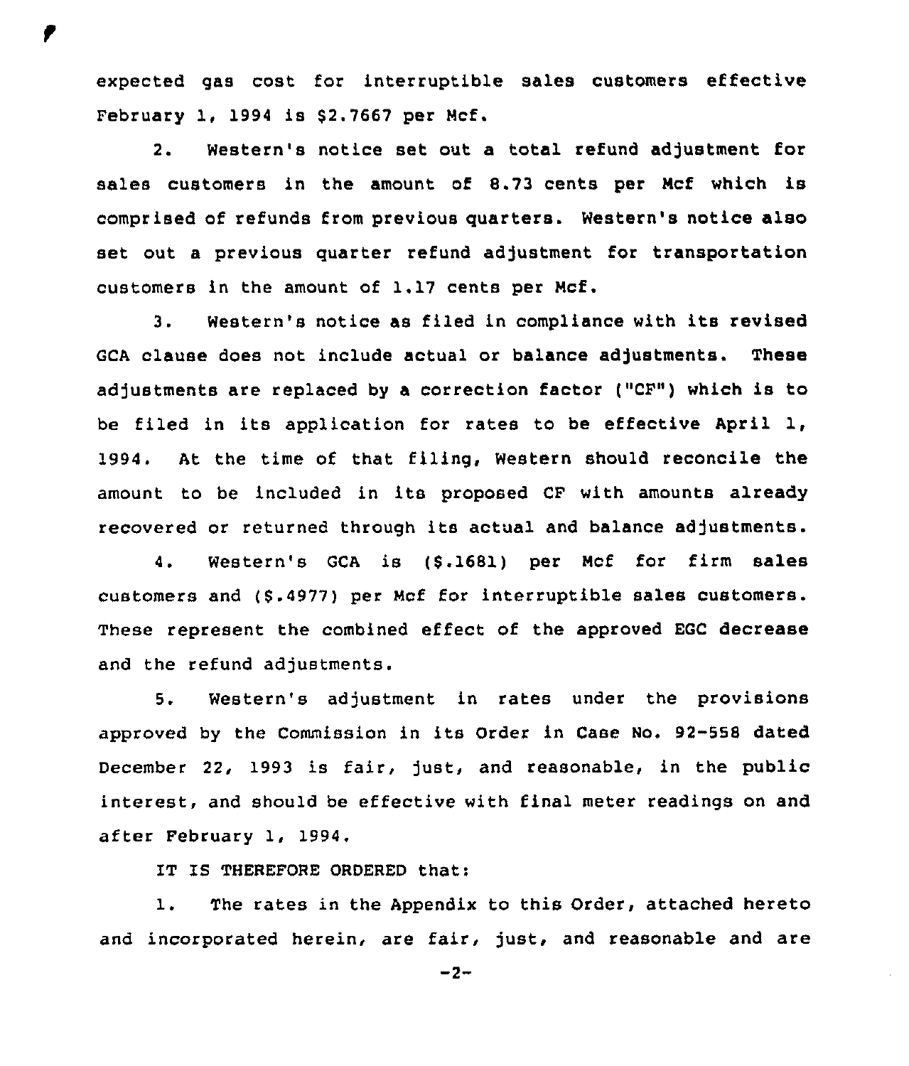expected gas cost for interruptible sales customers effective February 1, 1994 is $2.7667 per Mcf.

2. Western's notice set out a total refund adjustment for sales customers in the amount of 8.73 cents per Mcf which is comprised of refunds from previous quarters. Western's notice also set out a previous quarter refund adjustment for transportation customers in the amount of 1.17 cents per Mcf.

3. Western's notice as filed in compliance with its revised GCA clause does not include actual or balance adjustments. These adjustments are replaced by a correction factor ("CF") which is to be filed in its application for rates to be effective April 1, 1994. At the time of that filing, Western should reconcile the amount to be included in its proposed CF with amounts already recovered or returned through its actual and balance adjustments.

4. Western's GCA is ($.1681) per Mcf for firm sales customers and ($.4977) per Mcf for interruptible sales customers. These represent the combined effect of the approved EGC decrease and the refund adjustments.

5. Western's adjustment in rates under the provisions approved by the Commission in its Order in Case No. 92-558 dated December 22, 1993 is fair, just, and reasonable, in the public interest, and should be effective with final meter readings on and after February 1, 1994.

IT IS THEREFORE ORDERED that:

1. The rates in the Appendix to this Order, attached hereto and incorporated herein, are fair, just, and reasonable and are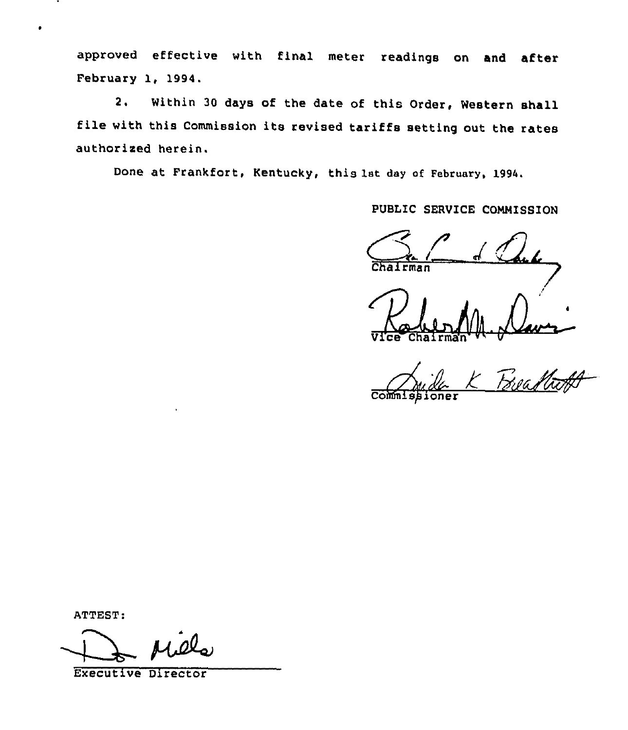approved effective with final meter readings on and after February 1, 1994.

2. Within 30 days of the date of this Order, Western shall file with this Commission its revised tariffs setting out the rates authorized herein.

Done at Frankfort, Kentucky, this 1st day of February, 1994.

PUBLIC SERVICE COMMISSION

Chairman

Vice Chairman

Commissioner

ATTEST:

Executive Director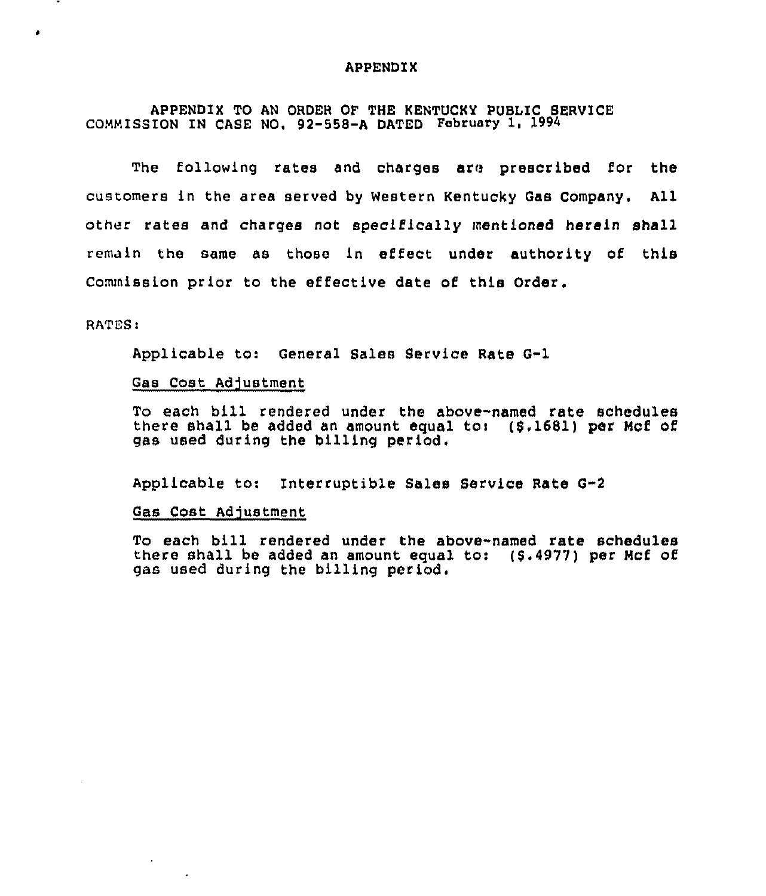# APPENDIX

APPENDIX TO AN ORDER OF THE KENTUCKY PUBLIC SERVICE COMMISSION IN CASE NO. 92-558-A DATED February 1, 1994

The following rates and charges are prescribed for the customers in the area served by Western Kentucky Gas Company. All other rates and charges not specifically mentioned herein shall remain the same as those in effect under authority of this Commission prior to the effective date of this Order.

RATES:

Applicable to: General Sales Service Rate G-1

Gas Cost Adjustment

To each bill rendered under the above-named rate schedules there shall be added an amount equal to: ($.1681) per Mcf of gas used during the billing period.

Applicable to: Interruptible Sales Service Rate G-2

Gas Cost Adjustment

To each bill rendered under the above-named rate schedules there shall be added an amount equal to: ($.4977) per Mcf of gas used during the billing period.